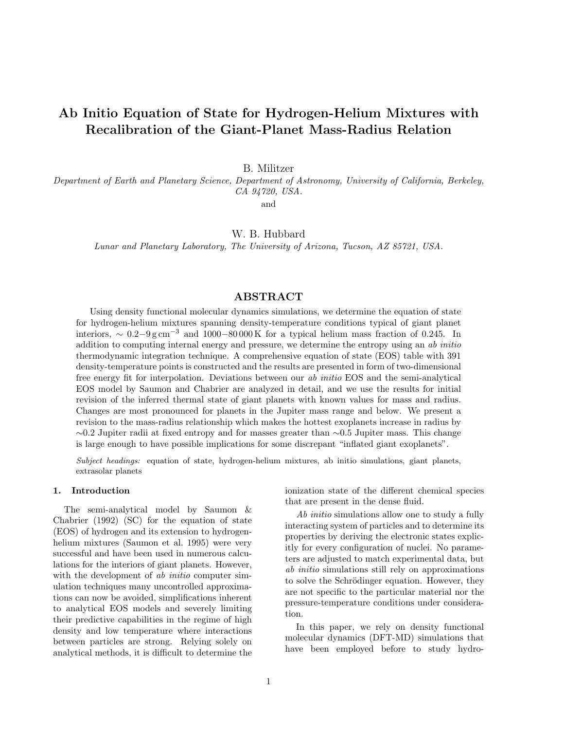# Ab Initio Equation of State for Hydrogen-Helium Mixtures with Recalibration of the Giant-Planet Mass-Radius Relation

B. Militzer

*Department of Earth and Planetary Science, Department of Astronomy, University of California, Berkeley, CA 94720, USA.*

and

W. B. Hubbard

*Lunar and Planetary Laboratory, The University of Arizona, Tucson, AZ 85721, USA.*

## ABSTRACT

Using density functional molecular dynamics simulations, we determine the equation of state for hydrogen-helium mixtures spanning density-temperature conditions typical of giant planet interiors, $\sim 0.2-9\,\mathrm{g\,cm^{-3}}$ and $1000-80\,000\,\mathrm{K}$ for a typical helium mass fraction of 0.245. In addition to computing internal energy and pressure, we determine the entropy using an *ab initio* thermodynamic integration technique. A comprehensive equation of state (EOS) table with 391 density-temperature points is constructed and the results are presented in form of two-dimensional free energy fit for interpolation. Deviations between our *ab initio* EOS and the semi-analytical EOS model by Saumon and Chabrier are analyzed in detail, and we use the results for initial revision of the inferred thermal state of giant planets with known values for mass and radius. Changes are most pronounced for planets in the Jupiter mass range and below. We present a revision to the mass-radius relationship which makes the hottest exoplanets increase in radius by $\sim$0.2 Jupiter radii at fixed entropy and for masses greater than $\sim$0.5 Jupiter mass. This change is large enough to have possible implications for some discrepant "inflated giant exoplanets".

*Subject headings:* equation of state, hydrogen-helium mixtures, ab initio simulations, giant planets, extrasolar planets

## 1. Introduction

The semi-analytical model by Saumon & Chabrier (1992) (SC) for the equation of state (EOS) of hydrogen and its extension to hydrogen-helium mixtures (Saumon et al. 1995) were very successful and have been used in numerous calculations for the interiors of giant planets. However, with the development of *ab initio* computer simulation techniques many uncontrolled approximations can now be avoided, simplifications inherent to analytical EOS models and severely limiting their predictive capabilities in the regime of high density and low temperature where interactions between particles are strong. Relying solely on analytical methods, it is difficult to determine the ionization state of the different chemical species that are present in the dense fluid.

*Ab initio* simulations allow one to study a fully interacting system of particles and to determine its properties by deriving the electronic states explicitly for every configuration of nuclei. No parameters are adjusted to match experimental data, but *ab initio* simulations still rely on approximations to solve the Schrödinger equation. However, they are not specific to the particular material nor the pressure-temperature conditions under consideration.

In this paper, we rely on density functional molecular dynamics (DFT-MD) simulations that have been employed before to study hydro-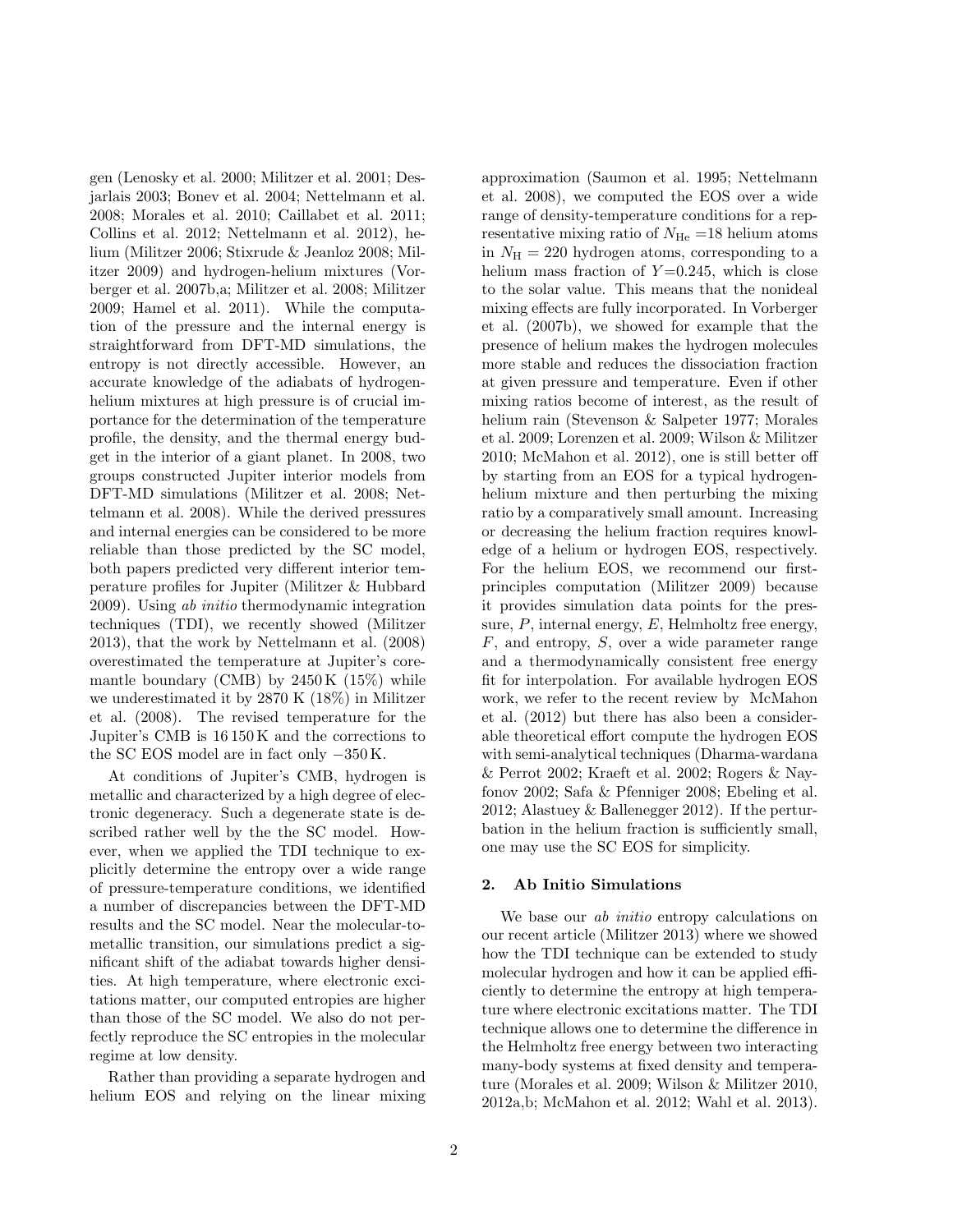gen (Lenosky et al. 2000; Militzer et al. 2001; Desjarlais 2003; Bonev et al. 2004; Nettelmann et al. 2008; Morales et al. 2010; Caillabet et al. 2011; Collins et al. 2012; Nettelmann et al. 2012), helium (Militzer 2006; Stixrude & Jeanloz 2008; Militzer 2009) and hydrogen-helium mixtures (Vorberger et al. 2007b,a; Militzer et al. 2008; Militzer 2009; Hamel et al. 2011). While the computation of the pressure and the internal energy is straightforward from DFT-MD simulations, the entropy is not directly accessible. However, an accurate knowledge of the adiabats of hydrogen-helium mixtures at high pressure is of crucial importance for the determination of the temperature profile, the density, and the thermal energy budget in the interior of a giant planet. In 2008, two groups constructed Jupiter interior models from DFT-MD simulations (Militzer et al. 2008; Nettelmann et al. 2008). While the derived pressures and internal energies can be considered to be more reliable than those predicted by the SC model, both papers predicted very different interior temperature profiles for Jupiter (Militzer & Hubbard 2009). Using *ab initio* thermodynamic integration techniques (TDI), we recently showed (Militzer 2013), that the work by Nettelmann et al. (2008) overestimated the temperature at Jupiter's core-mantle boundary (CMB) by 2450 K (15%) while we underestimated it by 2870 K (18%) in Militzer et al. (2008). The revised temperature for the Jupiter's CMB is 16 150 K and the corrections to the SC EOS model are in fact only −350 K.

At conditions of Jupiter's CMB, hydrogen is metallic and characterized by a high degree of electronic degeneracy. Such a degenerate state is described rather well by the the SC model. However, when we applied the TDI technique to explicitly determine the entropy over a wide range of pressure-temperature conditions, we identified a number of discrepancies between the DFT-MD results and the SC model. Near the molecular-to-metallic transition, our simulations predict a significant shift of the adiabat towards higher densities. At high temperature, where electronic excitations matter, our computed entropies are higher than those of the SC model. We also do not perfectly reproduce the SC entropies in the molecular regime at low density.

Rather than providing a separate hydrogen and helium EOS and relying on the linear mixing approximation (Saumon et al. 1995; Nettelmann et al. 2008), we computed the EOS over a wide range of density-temperature conditions for a representative mixing ratio of $N_{\rm He} = 18$ helium atoms in $N_{\rm H} = 220$ hydrogen atoms, corresponding to a helium mass fraction of $Y = 0.245$, which is close to the solar value. This means that the nonideal mixing effects are fully incorporated. In Vorberger et al. (2007b), we showed for example that the presence of helium makes the hydrogen molecules more stable and reduces the dissociation fraction at given pressure and temperature. Even if other mixing ratios become of interest, as the result of helium rain (Stevenson & Salpeter 1977; Morales et al. 2009; Lorenzen et al. 2009; Wilson & Militzer 2010; McMahon et al. 2012), one is still better off by starting from an EOS for a typical hydrogen-helium mixture and then perturbing the mixing ratio by a comparatively small amount. Increasing or decreasing the helium fraction requires knowledge of a helium or hydrogen EOS, respectively. For the helium EOS, we recommend our first-principles computation (Militzer 2009) because it provides simulation data points for the pressure, $P$, internal energy, $E$, Helmholtz free energy, $F$, and entropy, $S$, over a wide parameter range and a thermodynamically consistent free energy fit for interpolation. For available hydrogen EOS work, we refer to the recent review by McMahon et al. (2012) but there has also been a considerable theoretical effort compute the hydrogen EOS with semi-analytical techniques (Dharma-wardana & Perrot 2002; Kraeft et al. 2002; Rogers & Nayfonov 2002; Safa & Pfenniger 2008; Ebeling et al. 2012; Alastuey & Ballenegger 2012). If the perturbation in the helium fraction is sufficiently small, one may use the SC EOS for simplicity.

## 2. Ab Initio Simulations

We base our *ab initio* entropy calculations on our recent article (Militzer 2013) where we showed how the TDI technique can be extended to study molecular hydrogen and how it can be applied efficiently to determine the entropy at high temperature where electronic excitations matter. The TDI technique allows one to determine the difference in the Helmholtz free energy between two interacting many-body systems at fixed density and temperature (Morales et al. 2009; Wilson & Militzer 2010, 2012a,b; McMahon et al. 2012; Wahl et al. 2013).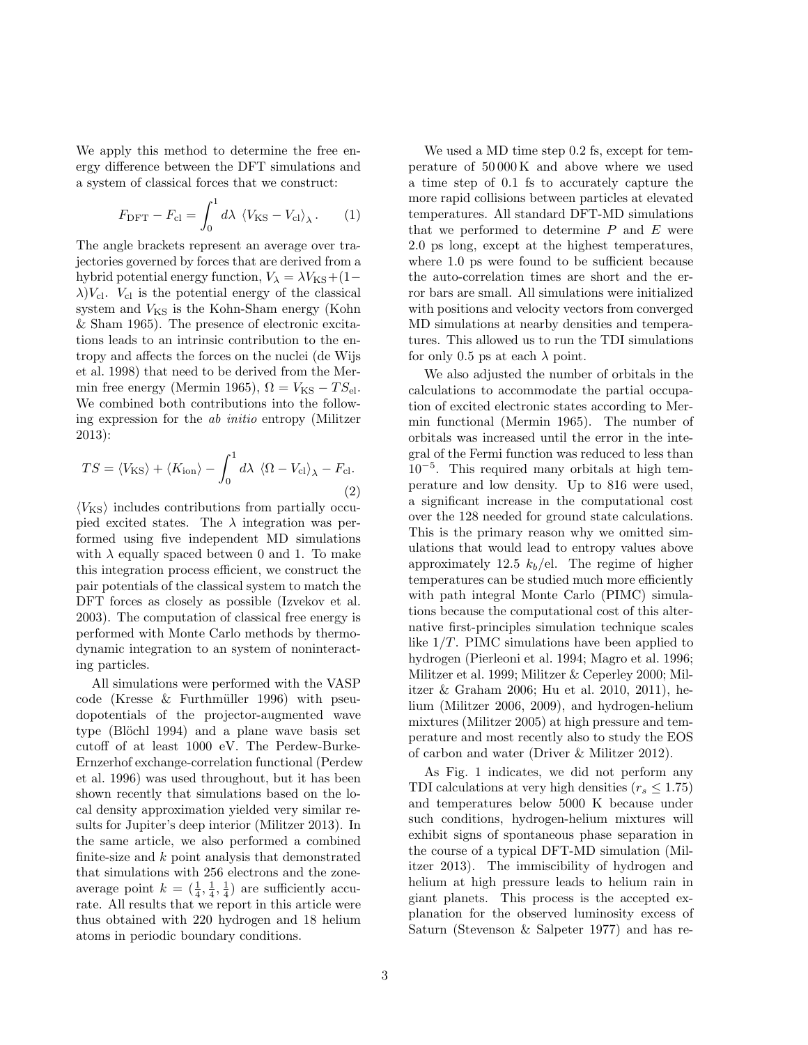We apply this method to determine the free energy difference between the DFT simulations and a system of classical forces that we construct:

$$F_{\rm DFT} - F_{\rm cl} = \int_0^1 d\lambda \, \left\langle V_{\rm KS} - V_{\rm cl} \right\rangle_\lambda . \qquad (1)$$

The angle brackets represent an average over trajectories governed by forces that are derived from a hybrid potential energy function, $V_\lambda = \lambda V_{\rm KS} + (1-\lambda) V_{\rm cl}$. $V_{\rm cl}$ is the potential energy of the classical system and $V_{\rm KS}$ is the Kohn-Sham energy (Kohn & Sham 1965). The presence of electronic excitations leads to an intrinsic contribution to the entropy and affects the forces on the nuclei (de Wijs et al. 1998) that need to be derived from the Mermin free energy (Mermin 1965), $\Omega = V_{\rm KS} - TS_{\rm el}$. We combined both contributions into the following expression for the *ab initio* entropy (Militzer 2013):

$$TS = \left\langle V_{\rm KS} \right\rangle + \left\langle K_{\rm ion} \right\rangle - \int_0^1 d\lambda \, \left\langle \Omega - V_{\rm cl} \right\rangle_\lambda - F_{\rm cl}. \qquad (2)$$

$\langle V_{\rm KS} \rangle$ includes contributions from partially occupied excited states. The $\lambda$ integration was performed using five independent MD simulations with $\lambda$ equally spaced between 0 and 1. To make this integration process efficient, we construct the pair potentials of the classical system to match the DFT forces as closely as possible (Izvekov et al. 2003). The computation of classical free energy is performed with Monte Carlo methods by thermodynamic integration to an system of noninteracting particles.

All simulations were performed with the VASP code (Kresse & Furthmüller 1996) with pseudopotentials of the projector-augmented wave type (Blöchl 1994) and a plane wave basis set cutoff of at least 1000 eV. The Perdew-Burke-Ernzerhof exchange-correlation functional (Perdew et al. 1996) was used throughout, but it has been shown recently that simulations based on the local density approximation yielded very similar results for Jupiter's deep interior (Militzer 2013). In the same article, we also performed a combined finite-size and $k$ point analysis that demonstrated that simulations with 256 electrons and the zone-average point $k = (\frac{1}{4}, \frac{1}{4}, \frac{1}{4})$ are sufficiently accurate. All results that we report in this article were thus obtained with 220 hydrogen and 18 helium atoms in periodic boundary conditions.

We used a MD time step 0.2 fs, except for temperature of 50 000 K and above where we used a time step of 0.1 fs to accurately capture the more rapid collisions between particles at elevated temperatures. All standard DFT-MD simulations that we performed to determine $P$ and $E$ were 2.0 ps long, except at the highest temperatures, where 1.0 ps were found to be sufficient because the auto-correlation times are short and the error bars are small. All simulations were initialized with positions and velocity vectors from converged MD simulations at nearby densities and temperatures. This allowed us to run the TDI simulations for only 0.5 ps at each $\lambda$ point.

We also adjusted the number of orbitals in the calculations to accommodate the partial occupation of excited electronic states according to Mermin functional (Mermin 1965). The number of orbitals was increased until the error in the integral of the Fermi function was reduced to less than $10^{-5}$. This required many orbitals at high temperature and low density. Up to 816 were used, a significant increase in the computational cost over the 128 needed for ground state calculations. This is the primary reason why we omitted simulations that would lead to entropy values above approximately 12.5 $k_b$/el. The regime of higher temperatures can be studied much more efficiently with path integral Monte Carlo (PIMC) simulations because the computational cost of this alternative first-principles simulation technique scales like $1/T$. PIMC simulations have been applied to hydrogen (Pierleoni et al. 1994; Magro et al. 1996; Militzer et al. 1999; Militzer & Ceperley 2000; Militzer & Graham 2006; Hu et al. 2010, 2011), helium (Militzer 2006, 2009), and hydrogen-helium mixtures (Militzer 2005) at high pressure and temperature and most recently also to study the EOS of carbon and water (Driver & Militzer 2012).

As Fig. 1 indicates, we did not perform any TDI calculations at very high densities ($r_s \leq 1.75$) and temperatures below 5000 K because under such conditions, hydrogen-helium mixtures will exhibit signs of spontaneous phase separation in the course of a typical DFT-MD simulation (Militzer 2013). The immiscibility of hydrogen and helium at high pressure leads to helium rain in giant planets. This process is the accepted explanation for the observed luminosity excess of Saturn (Stevenson & Salpeter 1977) and has re-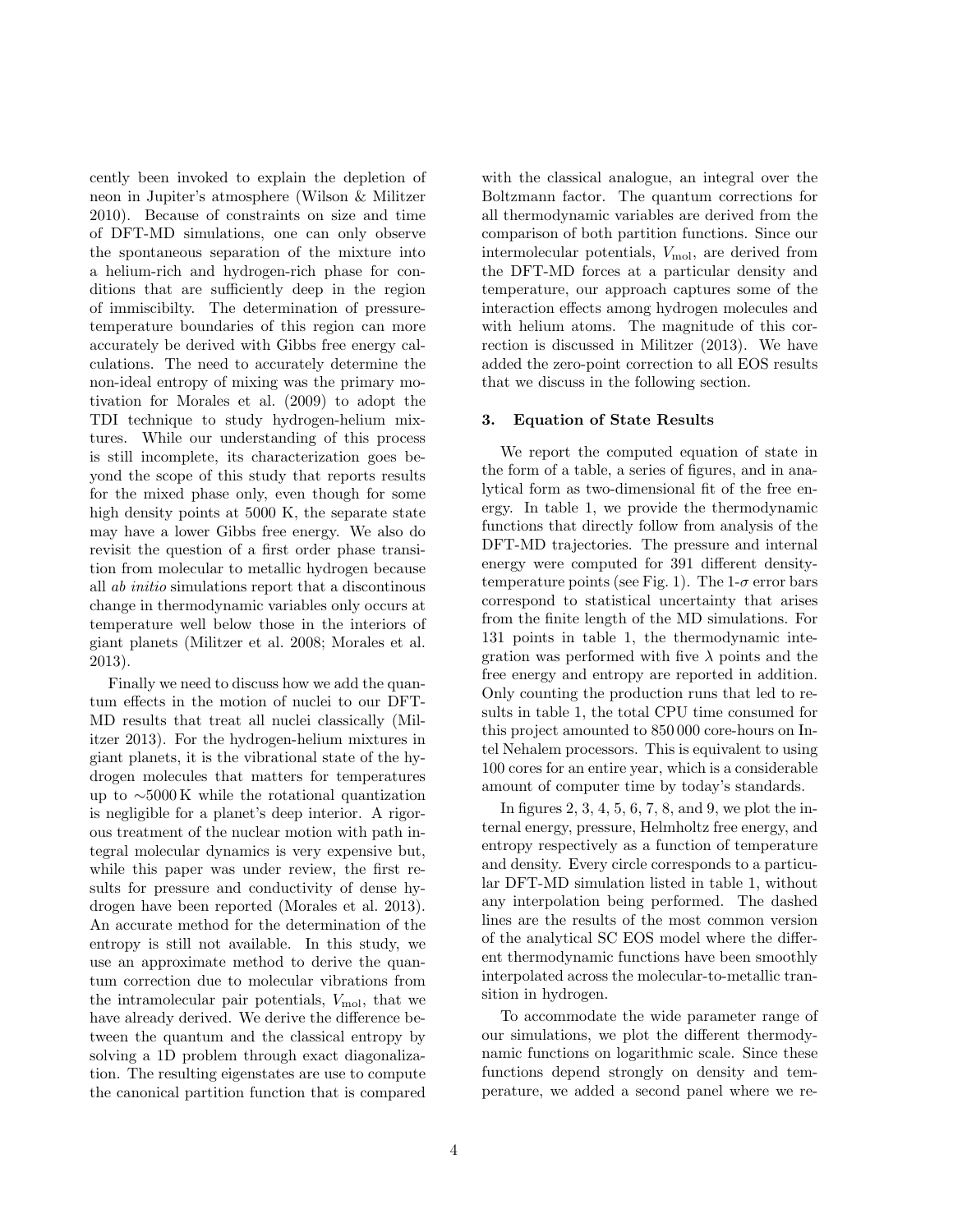cently been invoked to explain the depletion of neon in Jupiter's atmosphere (Wilson & Militzer 2010). Because of constraints on size and time of DFT-MD simulations, one can only observe the spontaneous separation of the mixture into a helium-rich and hydrogen-rich phase for conditions that are sufficiently deep in the region of immiscibilty. The determination of pressure-temperature boundaries of this region can more accurately be derived with Gibbs free energy calculations. The need to accurately determine the non-ideal entropy of mixing was the primary motivation for Morales et al. (2009) to adopt the TDI technique to study hydrogen-helium mixtures. While our understanding of this process is still incomplete, its characterization goes beyond the scope of this study that reports results for the mixed phase only, even though for some high density points at 5000 K, the separate state may have a lower Gibbs free energy. We also do revisit the question of a first order phase transition from molecular to metallic hydrogen because all *ab initio* simulations report that a discontinous change in thermodynamic variables only occurs at temperature well below those in the interiors of giant planets (Militzer et al. 2008; Morales et al. 2013).

Finally we need to discuss how we add the quantum effects in the motion of nuclei to our DFT-MD results that treat all nuclei classically (Militzer 2013). For the hydrogen-helium mixtures in giant planets, it is the vibrational state of the hydrogen molecules that matters for temperatures up to $\sim$5000 K while the rotational quantization is negligible for a planet's deep interior. A rigorous treatment of the nuclear motion with path integral molecular dynamics is very expensive but, while this paper was under review, the first results for pressure and conductivity of dense hydrogen have been reported (Morales et al. 2013). An accurate method for the determination of the entropy is still not available. In this study, we use an approximate method to derive the quantum correction due to molecular vibrations from the intramolecular pair potentials, $V_{\mathrm{mol}}$, that we have already derived. We derive the difference between the quantum and the classical entropy by solving a 1D problem through exact diagonalization. The resulting eigenstates are use to compute the canonical partition function that is compared with the classical analogue, an integral over the Boltzmann factor. The quantum corrections for all thermodynamic variables are derived from the comparison of both partition functions. Since our intermolecular potentials, $V_{\mathrm{mol}}$, are derived from the DFT-MD forces at a particular density and temperature, our approach captures some of the interaction effects among hydrogen molecules and with helium atoms. The magnitude of this correction is discussed in Militzer (2013). We have added the zero-point correction to all EOS results that we discuss in the following section.

## 3. Equation of State Results

We report the computed equation of state in the form of a table, a series of figures, and in analytical form as two-dimensional fit of the free energy. In table 1, we provide the thermodynamic functions that directly follow from analysis of the DFT-MD trajectories. The pressure and internal energy were computed for 391 different density-temperature points (see Fig. 1). The 1-$\sigma$ error bars correspond to statistical uncertainty that arises from the finite length of the MD simulations. For 131 points in table 1, the thermodynamic integration was performed with five $\lambda$ points and the free energy and entropy are reported in addition. Only counting the production runs that led to results in table 1, the total CPU time consumed for this project amounted to 850 000 core-hours on Intel Nehalem processors. This is equivalent to using 100 cores for an entire year, which is a considerable amount of computer time by today's standards.

In figures 2, 3, 4, 5, 6, 7, 8, and 9, we plot the internal energy, pressure, Helmholtz free energy, and entropy respectively as a function of temperature and density. Every circle corresponds to a particular DFT-MD simulation listed in table 1, without any interpolation being performed. The dashed lines are the results of the most common version of the analytical SC EOS model where the different thermodynamic functions have been smoothly interpolated across the molecular-to-metallic transition in hydrogen.

To accommodate the wide parameter range of our simulations, we plot the different thermodynamic functions on logarithmic scale. Since these functions depend strongly on density and temperature, we added a second panel where we re-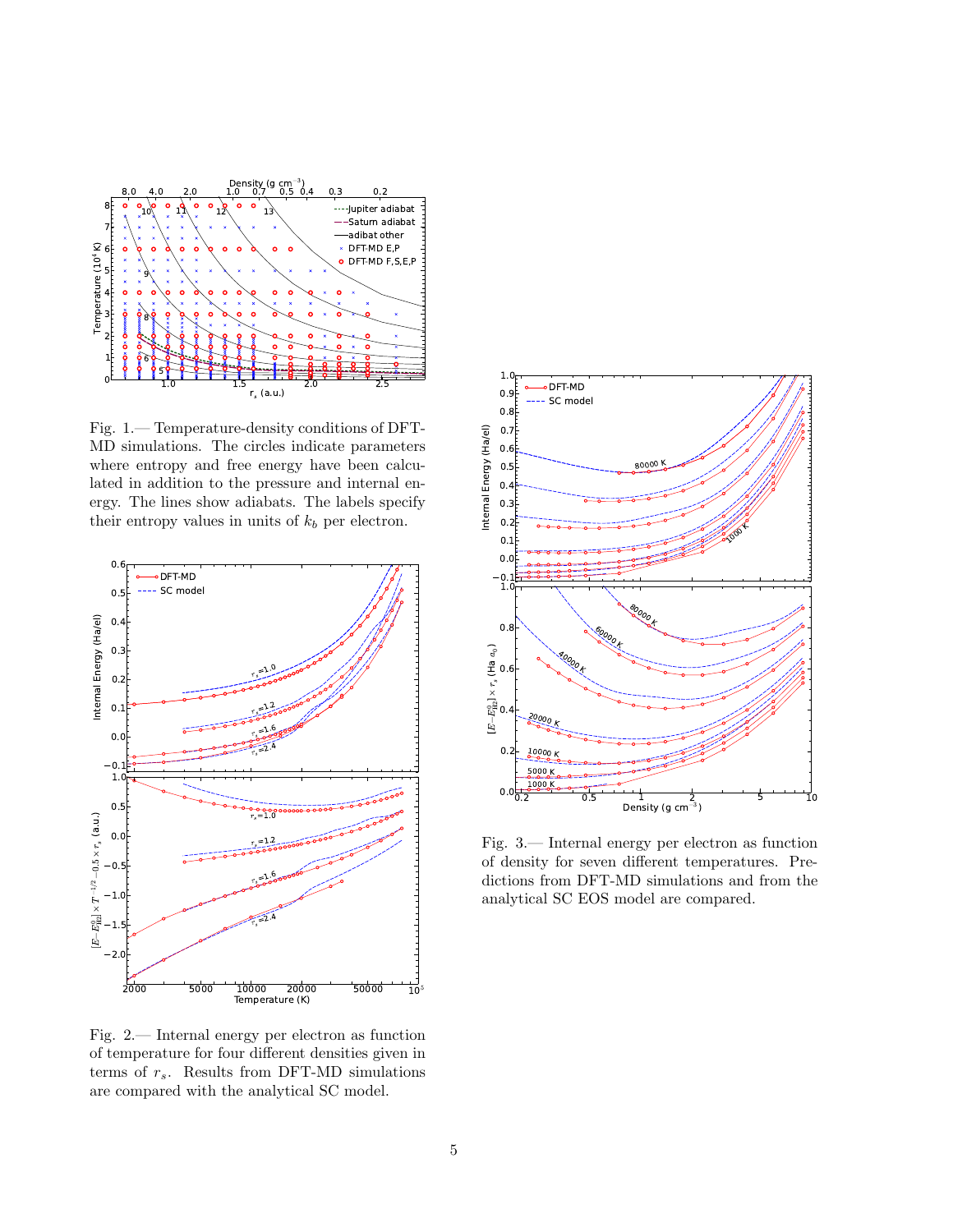Density (g cm$^{-3}$)

8.0 4.0 2.0 1.0 0.7 0.5 0.4 0.3 0.2

Temperature ($10^4$ K)

$r_s$ (a.u.)

Jupiter adiabat

Saturn adiabat

adiabat other

DFT-MD E,P

DFT-MD F,S,E,P

Fig. 1.— Temperature-density conditions of DFT-MD simulations. The circles indicate parameters where entropy and free energy have been calculated in addition to the pressure and internal energy. The lines show adiabats. The labels specify their entropy values in units of $k_b$ per electron.

Internal Energy (Ha/el)

DFT-MD

SC model

$r_s$=1.0

$r_s$=1.2

$r_s$=1.6

$r_s$=2.4

$[E-E^0_{H2}] \times T^{-1/2} - 0.5 \times r_s$ (a.u.)

Temperature (K)

Fig. 2.— Internal energy per electron as function of temperature for four different densities given in terms of $r_s$. Results from DFT-MD simulations are compared with the analytical SC model.

Internal Energy (Ha/el)

DFT-MD

SC model

80000 K

1000 K

$[E-E^0_{H2}] \times r_s$ (Ha $a_0$)

80000 K

60000 K

40000 K

20000 K

10000 K

5000 K

1000 K

Density (g cm$^{-3}$)

Fig. 3.— Internal energy per electron as function of density for seven different temperatures. Predictions from DFT-MD simulations and from the analytical SC EOS model are compared.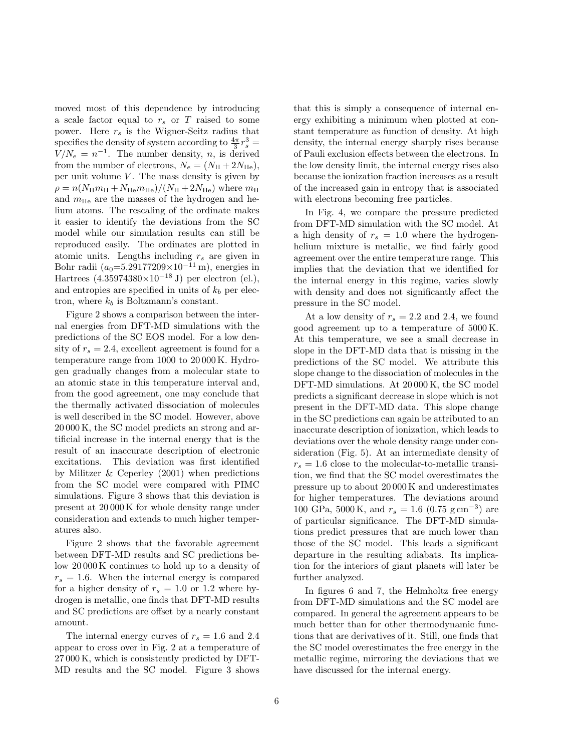moved most of this dependence by introducing a scale factor equal to $r_s$ or $T$ raised to some power. Here $r_s$ is the Wigner-Seitz radius that specifies the density of system according to $\frac{4\pi}{3}r_s^3 = V/N_e = n^{-1}$. The number density, $n$, is derived from the number of electrons, $N_e = (N_{\mathrm{H}} + 2N_{\mathrm{He}})$, per unit volume $V$. The mass density is given by $\rho = n(N_{\mathrm{H}}m_{\mathrm{H}} + N_{\mathrm{He}}m_{\mathrm{He}})/(N_{\mathrm{H}} + 2N_{\mathrm{He}})$ where $m_{\mathrm{H}}$ and $m_{\mathrm{He}}$ are the masses of the hydrogen and helium atoms. The rescaling of the ordinate makes it easier to identify the deviations from the SC model while our simulation results can still be reproduced easily. The ordinates are plotted in atomic units. Lengths including $r_s$ are given in Bohr radii ($a_0$=5.29177209×$10^{-11}$ m), energies in Hartrees (4.35974380×$10^{-18}$ J) per electron (el.), and entropies are specified in units of $k_b$ per electron, where $k_b$ is Boltzmann's constant.

Figure 2 shows a comparison between the internal energies from DFT-MD simulations with the predictions of the SC EOS model. For a low density of $r_s = 2.4$, excellent agreement is found for a temperature range from 1000 to 20 000 K. Hydrogen gradually changes from a molecular state to an atomic state in this temperature interval and, from the good agreement, one may conclude that the thermally activated dissociation of molecules is well described in the SC model. However, above 20 000 K, the SC model predicts an strong and artificial increase in the internal energy that is the result of an inaccurate description of electronic excitations. This deviation was first identified by Militzer & Ceperley (2001) when predictions from the SC model were compared with PIMC simulations. Figure 3 shows that this deviation is present at 20 000 K for whole density range under consideration and extends to much higher temperatures also.

Figure 2 shows that the favorable agreement between DFT-MD results and SC predictions below 20 000 K continues to hold up to a density of $r_s = 1.6$. When the internal energy is compared for a higher density of $r_s = 1.0$ or 1.2 where hydrogen is metallic, one finds that DFT-MD results and SC predictions are offset by a nearly constant amount.

The internal energy curves of $r_s = 1.6$ and 2.4 appear to cross over in Fig. 2 at a temperature of 27 000 K, which is consistently predicted by DFT-MD results and the SC model. Figure 3 shows that this is simply a consequence of internal energy exhibiting a minimum when plotted at constant temperature as function of density. At high density, the internal energy sharply rises because of Pauli exclusion effects between the electrons. In the low density limit, the internal energy rises also because the ionization fraction increases as a result of the increased gain in entropy that is associated with electrons becoming free particles.

In Fig. 4, we compare the pressure predicted from DFT-MD simulation with the SC model. At a high density of $r_s = 1.0$ where the hydrogen-helium mixture is metallic, we find fairly good agreement over the entire temperature range. This implies that the deviation that we identified for the internal energy in this regime, varies slowly with density and does not significantly affect the pressure in the SC model.

At a low density of $r_s = 2.2$ and 2.4, we found good agreement up to a temperature of 5000 K. At this temperature, we see a small decrease in slope in the DFT-MD data that is missing in the predictions of the SC model. We attribute this slope change to the dissociation of molecules in the DFT-MD simulations. At 20 000 K, the SC model predicts a significant decrease in slope which is not present in the DFT-MD data. This slope change in the SC predictions can again be attributed to an inaccurate description of ionization, which leads to deviations over the whole density range under consideration (Fig. 5). At an intermediate density of $r_s = 1.6$ close to the molecular-to-metallic transition, we find that the SC model overestimates the pressure up to about 20 000 K and underestimates for higher temperatures. The deviations around 100 GPa, 5000 K, and $r_s = 1.6$ (0.75 g cm$^{-3}$) are of particular significance. The DFT-MD simulations predict pressures that are much lower than those of the SC model. This leads a significant departure in the resulting adiabats. Its implication for the interiors of giant planets will later be further analyzed.

In figures 6 and 7, the Helmholtz free energy from DFT-MD simulations and the SC model are compared. In general the agreement appears to be much better than for other thermodynamic functions that are derivatives of it. Still, one finds that the SC model overestimates the free energy in the metallic regime, mirroring the deviations that we have discussed for the internal energy.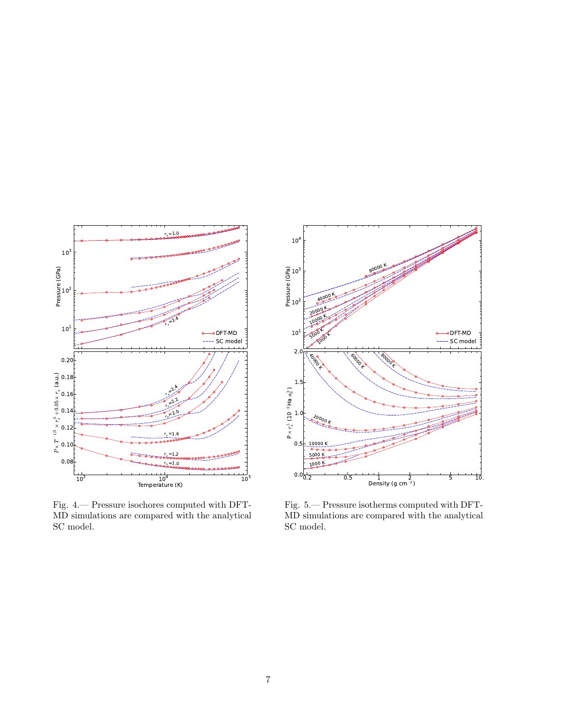Pressure (GPa)

$r_s$=1.0

$r_s$=2.4

DFT-MD

SC model

$P \times T^{-1/3} \times r_s^{6} + 0.05 \times r_s$ (a.u.)

$r_s$=2.4

$r_s$=2.2

$r_s$=2.0

$r_s$=1.6

$r_s$=1.2

$r_s$=1.0

Temperature (K)

Fig. 4.— Pressure isochores computed with DFT-MD simulations are compared with the analytical SC model.

Pressure (GPa)

80000 K

40000 K

20000 K

10000 K

5000 K

1000 K

DFT-MD

SC model

$P \times r_s^5$ ($10^{-2}$ Ha $a_0^{-2}$)

40000 K

60000 K

80000 K

20000 K

10000 K

5000 K

1000 K

Density (g cm$^{-3}$)

Fig. 5.— Pressure isotherms computed with DFT-MD simulations are compared with the analytical SC model.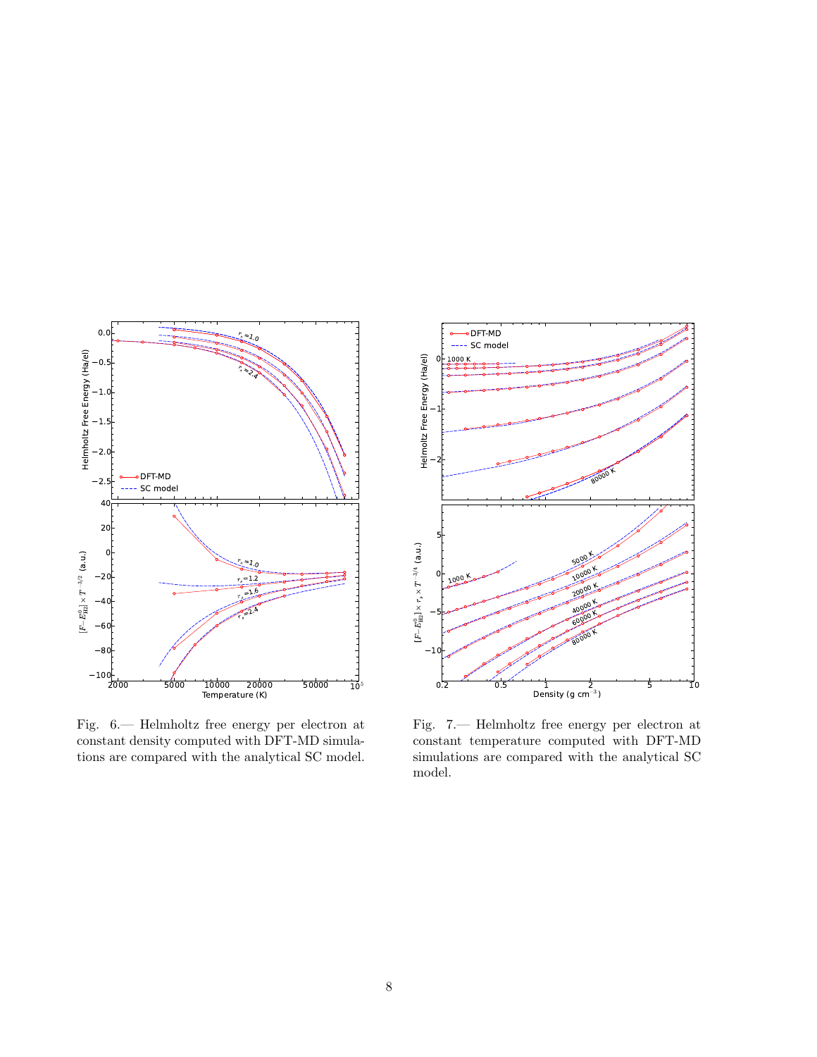DFT-MD

SC model

$r_s$=1.0

$r_s$=2.4

Helmholtz Free Energy (Ha/el)

0.0

−0.5

−1.0

−1.5

−2.0

−2.5

40

20

0

−20

−40

−60

−80

−100

$[F - E^0_{H2}] \times T^{-3/2}$ (a.u.)

$r_s$=1.0

$r_s$=1.2

$r_s$=1.6

$r_s$=2.4

2000 5000 10000 20000 50000 $10^5$

Temperature (K)

Fig. 6.— Helmholtz free energy per electron at constant density computed with DFT-MD simulations are compared with the analytical SC model.

DFT-MD

SC model

1000 K

80000 K

Helmholtz Free Energy (Ha/el)

0

−1

−2

5

0

−5

−10

$[F - E^0_{H2}] \times r_s \times T^{-3/4}$ (a.u.)

1000 K

5000 K

10000 K

20000 K

40000 K

60000 K

80000 K

0.2 0.5 1 2 5 10

Density (g cm$^{-3}$)

Fig. 7.— Helmholtz free energy per electron at constant temperature computed with DFT-MD simulations are compared with the analytical SC model.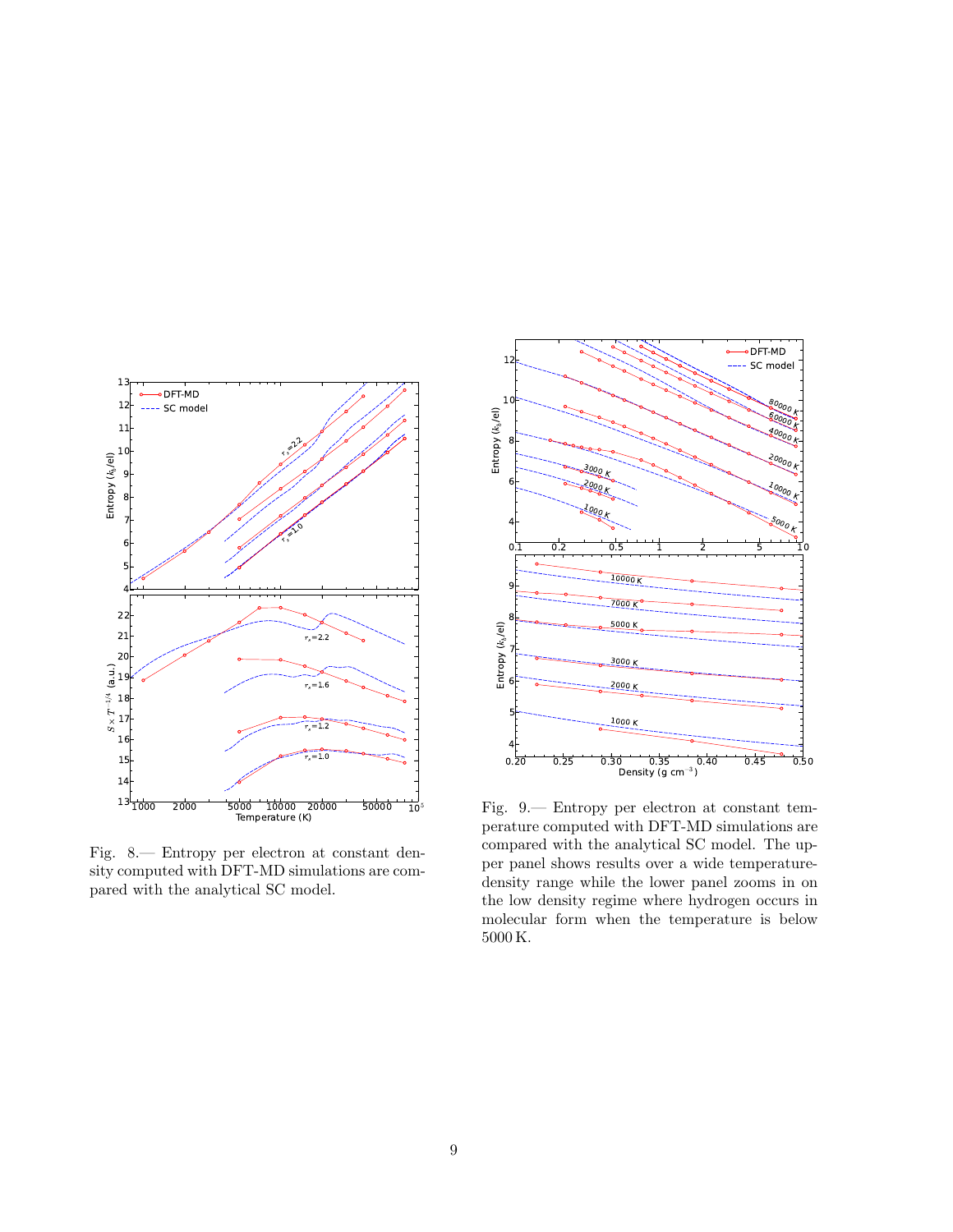DFT-MD

SC model

Entropy ($k_b$/el)

$r_s$=2.2

$r_s$=1.0

$S \times T^{-1/4}$ (a.u.)

$r_s$=2.2

$r_s$=1.6

$r_s$=1.2

$r_s$=1.0

Temperature (K)

Fig. 8.— Entropy per electron at constant density computed with DFT-MD simulations are compared with the analytical SC model.

DFT-MD

SC model

Entropy ($k_b$/el)

80000 K

60000 K

40000 K

20000 K

10000 K

5000 K

3000 K

2000 K

1000 K

Entropy ($k_b$/el)

10000 K

7000 K

5000 K

3000 K

2000 K

1000 K

Density (g cm$^{-3}$)

Fig. 9.— Entropy per electron at constant temperature computed with DFT-MD simulations are compared with the analytical SC model. The upper panel shows results over a wide temperature-density range while the lower panel zooms in on the low density regime where hydrogen occurs in molecular form when the temperature is below 5000 K.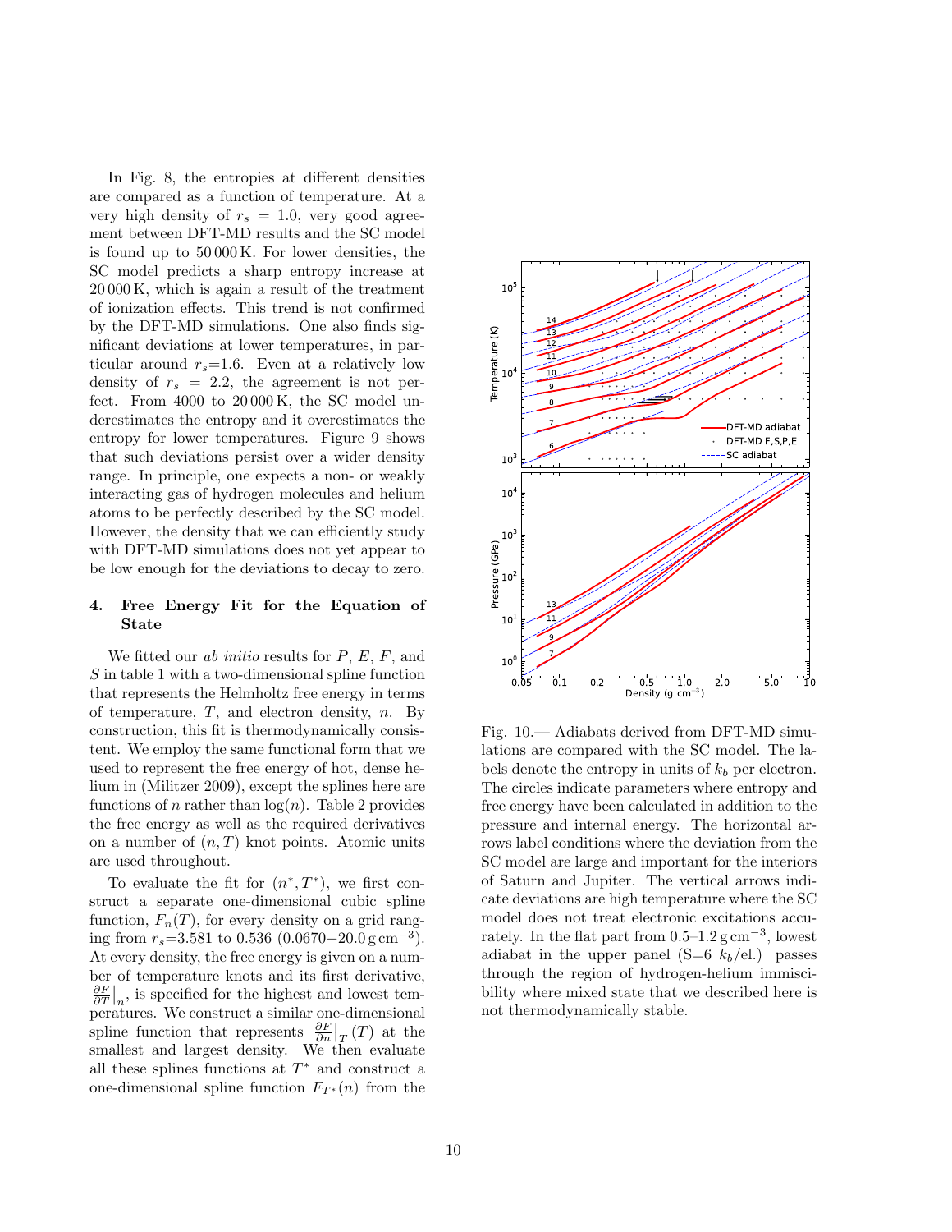In Fig. 8, the entropies at different densities are compared as a function of temperature. At a very high density of $r_s = 1.0$, very good agreement between DFT-MD results and the SC model is found up to 50 000 K. For lower densities, the SC model predicts a sharp entropy increase at 20 000 K, which is again a result of the treatment of ionization effects. This trend is not confirmed by the DFT-MD simulations. One also finds significant deviations at lower temperatures, in particular around $r_s$=1.6. Even at a relatively low density of $r_s = 2.2$, the agreement is not perfect. From 4000 to 20 000 K, the SC model underestimates the entropy and it overestimates the entropy for lower temperatures. Figure 9 shows that such deviations persist over a wider density range. In principle, one expects a non- or weakly interacting gas of hydrogen molecules and helium atoms to be perfectly described by the SC model. However, the density that we can efficiently study with DFT-MD simulations does not yet appear to be low enough for the deviations to decay to zero.

## 4. Free Energy Fit for the Equation of State

We fitted our *ab initio* results for $P$, $E$, $F$, and $S$ in table 1 with a two-dimensional spline function that represents the Helmholtz free energy in terms of temperature, $T$, and electron density, $n$. By construction, this fit is thermodynamically consistent. We employ the same functional form that we used to represent the free energy of hot, dense helium in (Militzer 2009), except the splines here are functions of $n$ rather than $\log(n)$. Table 2 provides the free energy as well as the required derivatives on a number of $(n,T)$ knot points. Atomic units are used throughout.

To evaluate the fit for $(n^*, T^*)$, we first construct a separate one-dimensional cubic spline function, $F_n(T)$, for every density on a grid ranging from $r_s$=3.581 to 0.536 (0.0670–20.0 g cm$^{-3}$). At every density, the free energy is given on a number of temperature knots and its first derivative, $\frac{\partial F}{\partial T}\big|_n$, is specified for the highest and lowest temperatures. We construct a similar one-dimensional spline function that represents $\frac{\partial F}{\partial n}\big|_T(T)$ at the smallest and largest density. We then evaluate all these splines functions at $T^*$ and construct a one-dimensional spline function $F_{T^*}(n)$ from the

Temperature (K)
Pressure (GPa)
Density (g cm$^{-3}$)
DFT-MD adiabat
DFT-MD F,S,P,E
SC adiabat

Fig. 10.— Adiabats derived from DFT-MD simulations are compared with the SC model. The labels denote the entropy in units of $k_b$ per electron. The circles indicate parameters where entropy and free energy have been calculated in addition to the pressure and internal energy. The horizontal arrows label conditions where the deviation from the SC model are large and important for the interiors of Saturn and Jupiter. The vertical arrows indicate deviations are high temperature where the SC model does not treat electronic excitations accurately. In the flat part from 0.5–1.2 g cm$^{-3}$, lowest adiabat in the upper panel (S=6 $k_b$/el.) passes through the region of hydrogen-helium immiscibility where mixed state that we described here is not thermodynamically stable.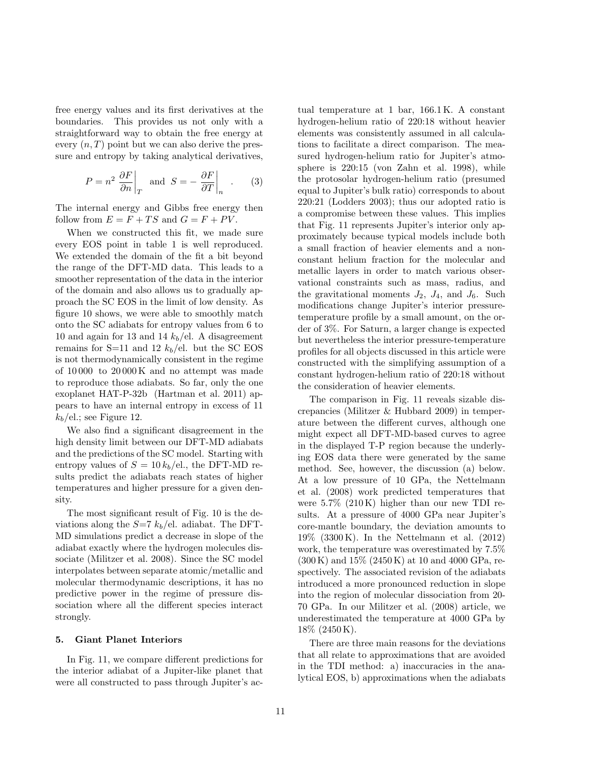free energy values and its first derivatives at the boundaries. This provides us not only with a straightforward way to obtain the free energy at every $(n, T)$ point but we can also derive the pressure and entropy by taking analytical derivatives,

$$P = n^2 \left.\frac{\partial F}{\partial n}\right|_T \quad \text{and} \quad S = -\left.\frac{\partial F}{\partial T}\right|_n \quad . \qquad (3)$$

The internal energy and Gibbs free energy then follow from $E = F + TS$ and $G = F + PV$.

When we constructed this fit, we made sure every EOS point in table 1 is well reproduced. We extended the domain of the fit a bit beyond the range of the DFT-MD data. This leads to a smoother representation of the data in the interior of the domain and also allows us to gradually approach the SC EOS in the limit of low density. As figure 10 shows, we were able to smoothly match onto the SC adiabats for entropy values from 6 to 10 and again for 13 and 14 $k_b$/el. A disagreement remains for S=11 and 12 $k_b$/el. but the SC EOS is not thermodynamically consistent in the regime of 10 000 to 20 000 K and no attempt was made to reproduce those adiabats. So far, only the one exoplanet HAT-P-32b (Hartman et al. 2011) appears to have an internal entropy in excess of 11 $k_b$/el.; see Figure 12.

We also find a significant disagreement in the high density limit between our DFT-MD adiabats and the predictions of the SC model. Starting with entropy values of $S = 10\,k_b$/el., the DFT-MD results predict the adiabats reach states of higher temperatures and higher pressure for a given density.

The most significant result of Fig. 10 is the deviations along the $S$=7 $k_b$/el. adiabat. The DFT-MD simulations predict a decrease in slope of the adiabat exactly where the hydrogen molecules dissociate (Militzer et al. 2008). Since the SC model interpolates between separate atomic/metallic and molecular thermodynamic descriptions, it has no predictive power in the regime of pressure dissociation where all the different species interact strongly.

## 5. Giant Planet Interiors

In Fig. 11, we compare different predictions for the interior adiabat of a Jupiter-like planet that were all constructed to pass through Jupiter's actual temperature at 1 bar, 166.1 K. A constant hydrogen-helium ratio of 220:18 without heavier elements was consistently assumed in all calculations to facilitate a direct comparison. The measured hydrogen-helium ratio for Jupiter's atmosphere is 220:15 (von Zahn et al. 1998), while the protosolar hydrogen-helium ratio (presumed equal to Jupiter's bulk ratio) corresponds to about 220:21 (Lodders 2003); thus our adopted ratio is a compromise between these values. This implies that Fig. 11 represents Jupiter's interior only approximately because typical models include both a small fraction of heavier elements and a non-constant helium fraction for the molecular and metallic layers in order to match various observational constraints such as mass, radius, and the gravitational moments $J_2$, $J_4$, and $J_6$. Such modifications change Jupiter's interior pressure-temperature profile by a small amount, on the order of 3%. For Saturn, a larger change is expected but nevertheless the interior pressure-temperature profiles for all objects discussed in this article were constructed with the simplifying assumption of a constant hydrogen-helium ratio of 220:18 without the consideration of heavier elements.

The comparison in Fig. 11 reveals sizable discrepancies (Militzer & Hubbard 2009) in temperature between the different curves, although one might expect all DFT-MD-based curves to agree in the displayed T-P region because the underlying EOS data there were generated by the same method. See, however, the discussion (a) below. At a low pressure of 10 GPa, the Nettelmann et al. (2008) work predicted temperatures that were 5.7% (210 K) higher than our new TDI results. At a pressure of 4000 GPa near Jupiter's core-mantle boundary, the deviation amounts to 19% (3300 K). In the Nettelmann et al. (2012) work, the temperature was overestimated by 7.5% (300 K) and 15% (2450 K) at 10 and 4000 GPa, respectively. The associated revision of the adiabats introduced a more pronounced reduction in slope into the region of molecular dissociation from 20-70 GPa. In our Militzer et al. (2008) article, we underestimated the temperature at 4000 GPa by 18% (2450 K).

There are three main reasons for the deviations that all relate to approximations that are avoided in the TDI method: a) inaccuracies in the analytical EOS, b) approximations when the adiabats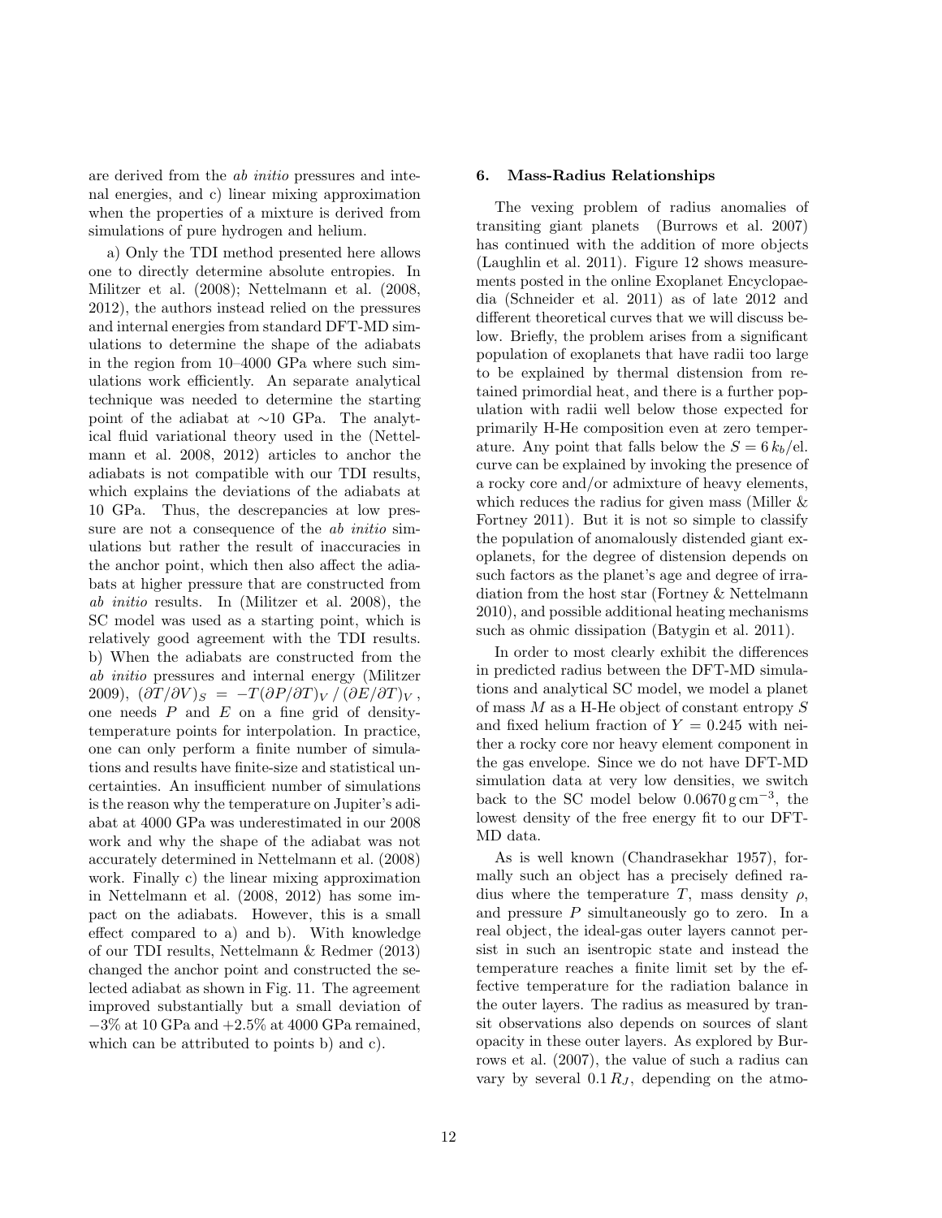are derived from the *ab initio* pressures and intenal energies, and c) linear mixing approximation when the properties of a mixture is derived from simulations of pure hydrogen and helium.

a) Only the TDI method presented here allows one to directly determine absolute entropies. In Militzer et al. (2008); Nettelmann et al. (2008, 2012), the authors instead relied on the pressures and internal energies from standard DFT-MD simulations to determine the shape of the adiabats in the region from 10–4000 GPa where such simulations work efficiently. An separate analytical technique was needed to determine the starting point of the adiabat at ∼10 GPa. The analytical fluid variational theory used in the (Nettelmann et al. 2008, 2012) articles to anchor the adiabats is not compatible with our TDI results, which explains the deviations of the adiabats at 10 GPa. Thus, the descrepancies at low pressure are not a consequence of the *ab initio* simulations but rather the result of inaccuracies in the anchor point, which then also affect the adiabats at higher pressure that are constructed from *ab initio* results. In (Militzer et al. 2008), the SC model was used as a starting point, which is relatively good agreement with the TDI results. b) When the adiabats are constructed from the *ab initio* pressures and internal energy (Militzer 2009), $(\partial T/\partial V)_S = -T(\partial P/\partial T)_V \,/\, (\partial E/\partial T)_V$, one needs $P$ and $E$ on a fine grid of density-temperature points for interpolation. In practice, one can only perform a finite number of simulations and results have finite-size and statistical uncertainties. An insufficient number of simulations is the reason why the temperature on Jupiter's adiabat at 4000 GPa was underestimated in our 2008 work and why the shape of the adiabat was not accurately determined in Nettelmann et al. (2008) work. Finally c) the linear mixing approximation in Nettelmann et al. (2008, 2012) has some impact on the adiabats. However, this is a small effect compared to a) and b). With knowledge of our TDI results, Nettelmann & Redmer (2013) changed the anchor point and constructed the selected adiabat as shown in Fig. 11. The agreement improved substantially but a small deviation of −3% at 10 GPa and +2.5% at 4000 GPa remained, which can be attributed to points b) and c).

## 6. Mass-Radius Relationships

The vexing problem of radius anomalies of transiting giant planets (Burrows et al. 2007) has continued with the addition of more objects (Laughlin et al. 2011). Figure 12 shows measurements posted in the online Exoplanet Encyclopaedia (Schneider et al. 2011) as of late 2012 and different theoretical curves that we will discuss below. Briefly, the problem arises from a significant population of exoplanets that have radii too large to be explained by thermal distension from retained primordial heat, and there is a further population with radii well below those expected for primarily H-He composition even at zero temperature. Any point that falls below the $S = 6\,k_b$/el. curve can be explained by invoking the presence of a rocky core and/or admixture of heavy elements, which reduces the radius for given mass (Miller & Fortney 2011). But it is not so simple to classify the population of anomalously distended giant exoplanets, for the degree of distension depends on such factors as the planet's age and degree of irradiation from the host star (Fortney & Nettelmann 2010), and possible additional heating mechanisms such as ohmic dissipation (Batygin et al. 2011).

In order to most clearly exhibit the differences in predicted radius between the DFT-MD simulations and analytical SC model, we model a planet of mass $M$ as a H-He object of constant entropy $S$ and fixed helium fraction of $Y = 0.245$ with neither a rocky core nor heavy element component in the gas envelope. Since we do not have DFT-MD simulation data at very low densities, we switch back to the SC model below $0.0670\,\mathrm{g\,cm^{-3}}$, the lowest density of the free energy fit to our DFT-MD data.

As is well known (Chandrasekhar 1957), formally such an object has a precisely defined radius where the temperature $T$, mass density $\rho$, and pressure $P$ simultaneously go to zero. In a real object, the ideal-gas outer layers cannot persist in such an isentropic state and instead the temperature reaches a finite limit set by the effective temperature for the radiation balance in the outer layers. The radius as measured by transit observations also depends on sources of slant opacity in these outer layers. As explored by Burrows et al. (2007), the value of such a radius can vary by several $0.1\,R_J$, depending on the atmo-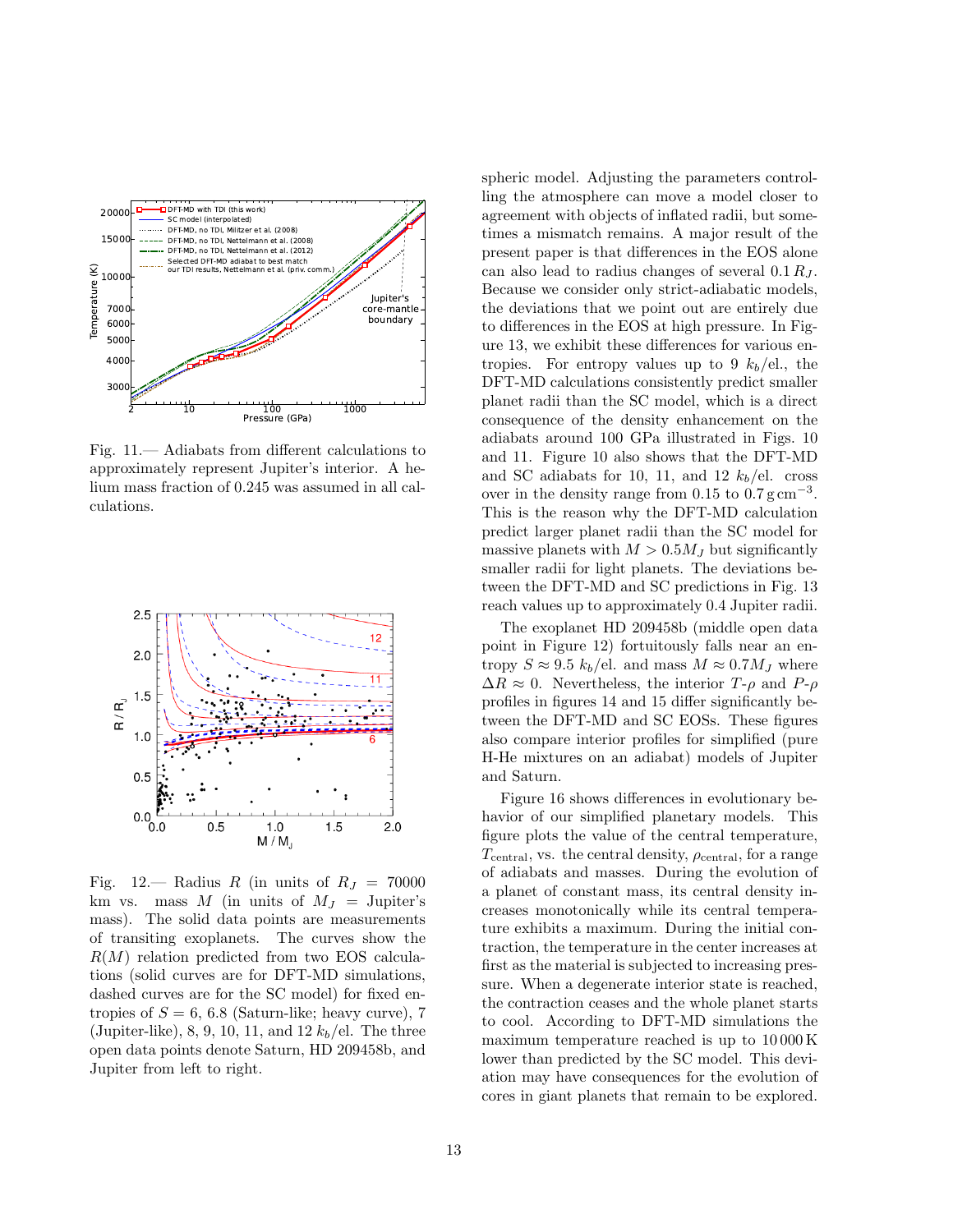DFT-MD with TDI (this work)
SC model (interpolated)
DFT-MD, no TDI, Militzer et al. (2008)
DFT-MD, no TDI, Nettelmann et al. (2008)
DFT-MD, no TDI, Nettelmann et al. (2012)
Selected DFT-MD adiabat to best match our TDI results, Nettelmann et al. (priv. comm.)
Jupiter's core-mantle boundary
Temperature (K)
Pressure (GPa)

Fig. 11.— Adiabats from different calculations to approximately represent Jupiter's interior. A helium mass fraction of 0.245 was assumed in all calculations.

R / R_J
M / M_J
12
11
6

Fig. 12.— Radius $R$ (in units of $R_J$ = 70000 km vs. mass $M$ (in units of $M_J$ = Jupiter's mass). The solid data points are measurements of transiting exoplanets. The curves show the $R(M)$ relation predicted from two EOS calculations (solid curves are for DFT-MD simulations, dashed curves are for the SC model) for fixed entropies of $S = 6$, 6.8 (Saturn-like; heavy curve), 7 (Jupiter-like), 8, 9, 10, 11, and 12 $k_b$/el. The three open data points denote Saturn, HD 209458b, and Jupiter from left to right.

spheric model. Adjusting the parameters controlling the atmosphere can move a model closer to agreement with objects of inflated radii, but sometimes a mismatch remains. A major result of the present paper is that differences in the EOS alone can also lead to radius changes of several $0.1\,R_J$. Because we consider only strict-adiabatic models, the deviations that we point out are entirely due to differences in the EOS at high pressure. In Figure 13, we exhibit these differences for various entropies. For entropy values up to 9 $k_b$/el., the DFT-MD calculations consistently predict smaller planet radii than the SC model, which is a direct consequence of the density enhancement on the adiabats around 100 GPa illustrated in Figs. 10 and 11. Figure 10 also shows that the DFT-MD and SC adiabats for 10, 11, and 12 $k_b$/el. cross over in the density range from 0.15 to $0.7\,\mathrm{g\,cm^{-3}}$. This is the reason why the DFT-MD calculation predict larger planet radii than the SC model for massive planets with $M > 0.5 M_J$ but significantly smaller radii for light planets. The deviations between the DFT-MD and SC predictions in Fig. 13 reach values up to approximately 0.4 Jupiter radii.

The exoplanet HD 209458b (middle open data point in Figure 12) fortuitously falls near an entropy $S \approx 9.5$ $k_b$/el. and mass $M \approx 0.7 M_J$ where $\Delta R \approx 0$. Nevertheless, the interior $T$-$\rho$ and $P$-$\rho$ profiles in figures 14 and 15 differ significantly between the DFT-MD and SC EOSs. These figures also compare interior profiles for simplified (pure H-He mixtures on an adiabat) models of Jupiter and Saturn.

Figure 16 shows differences in evolutionary behavior of our simplified planetary models. This figure plots the value of the central temperature, $T_{\rm central}$, vs. the central density, $\rho_{\rm central}$, for a range of adiabats and masses. During the evolution of a planet of constant mass, its central density increases monotonically while its central temperature exhibits a maximum. During the initial contraction, the temperature in the center increases at first as the material is subjected to increasing pressure. When a degenerate interior state is reached, the contraction ceases and the whole planet starts to cool. According to DFT-MD simulations the maximum temperature reached is up to 10 000 K lower than predicted by the SC model. This deviation may have consequences for the evolution of cores in giant planets that remain to be explored.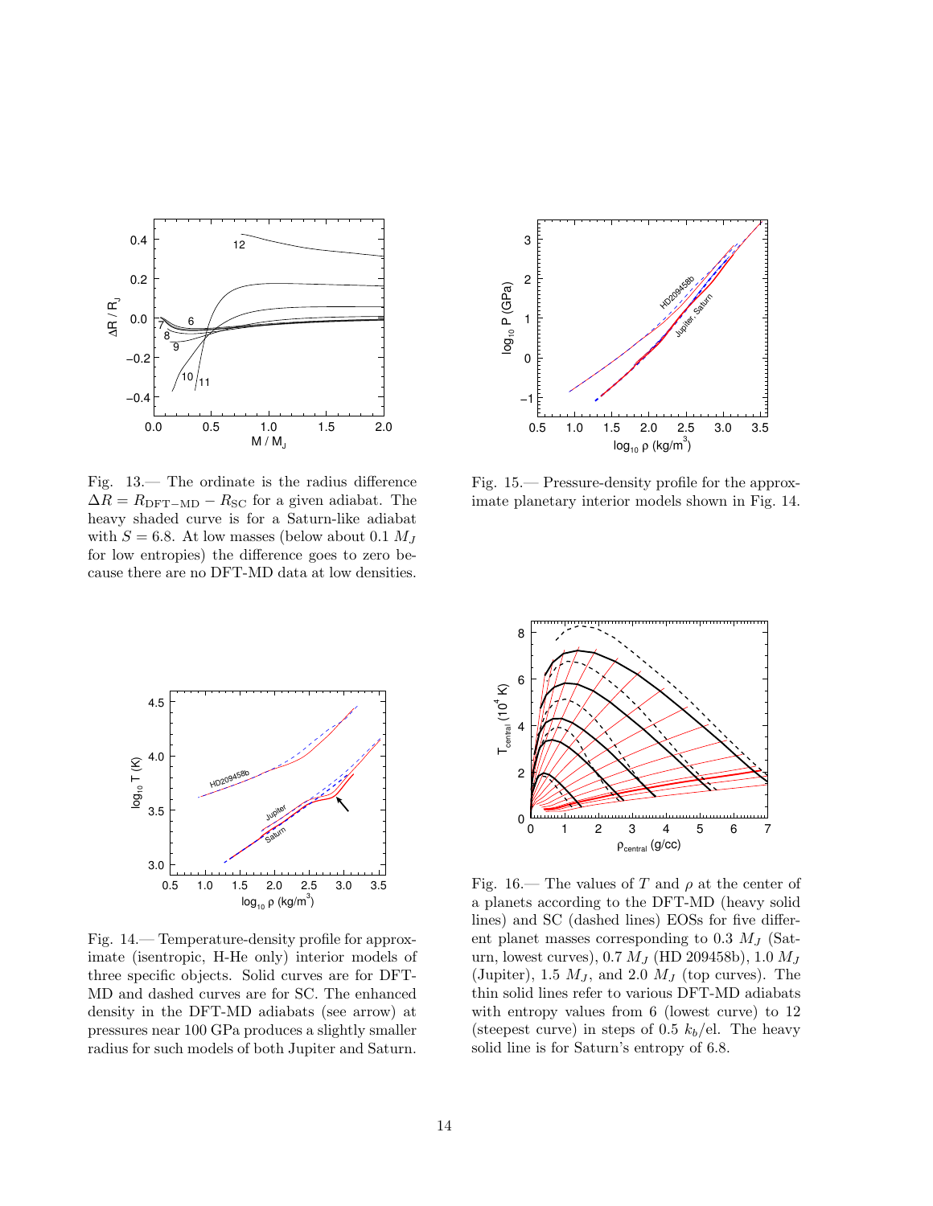0.4
0.2
0.0
−0.2
−0.4
0.0 0.5 1.0 1.5 2.0
M / M$_J$
ΔR / R$_J$
12
6
7
8
9
10
11

Fig. 13.— The ordinate is the radius difference $\Delta R = R_{\rm DFT-MD} - R_{\rm SC}$ for a given adiabat. The heavy shaded curve is for a Saturn-like adiabat with $S = 6.8$. At low masses (below about 0.1 $M_J$ for low entropies) the difference goes to zero because there are no DFT-MD data at low densities.

3
2
1
0
−1
0.5 1.0 1.5 2.0 2.5 3.0 3.5
log$_{10}$ ρ (kg/m$^3$)
log$_{10}$ P (GPa)
HD209458b
Jupiter, Saturn

Fig. 15.— Pressure-density profile for the approximate planetary interior models shown in Fig. 14.

4.5
4.0
3.5
3.0
0.5 1.0 1.5 2.0 2.5 3.0 3.5
log$_{10}$ ρ (kg/m$^3$)
log$_{10}$ T (K)
HD209458b
Jupiter
Saturn

Fig. 14.— Temperature-density profile for approximate (isentropic, H-He only) interior models of three specific objects. Solid curves are for DFT-MD and dashed curves are for SC. The enhanced density in the DFT-MD adiabats (see arrow) at pressures near 100 GPa produces a slightly smaller radius for such models of both Jupiter and Saturn.

8
6
4
2
0
0 1 2 3 4 5 6 7
ρ$_{central}$ (g/cc)
T$_{central}$ (10$^4$ K)

Fig. 16.— The values of $T$ and $\rho$ at the center of a planets according to the DFT-MD (heavy solid lines) and SC (dashed lines) EOSs for five different planet masses corresponding to 0.3 $M_J$ (Saturn, lowest curves), 0.7 $M_J$ (HD 209458b), 1.0 $M_J$ (Jupiter), 1.5 $M_J$, and 2.0 $M_J$ (top curves). The thin solid lines refer to various DFT-MD adiabats with entropy values from 6 (lowest curve) to 12 (steepest curve) in steps of 0.5 $k_b$/el. The heavy solid line is for Saturn's entropy of 6.8.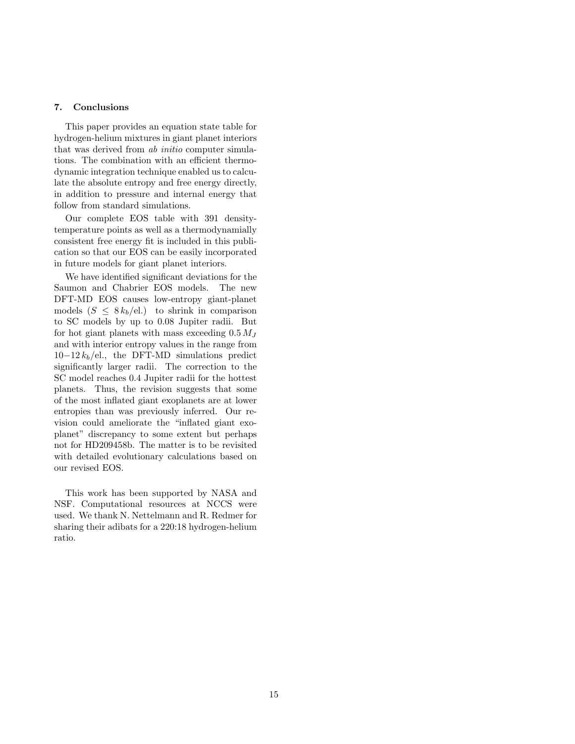## 7. Conclusions

This paper provides an equation state table for hydrogen-helium mixtures in giant planet interiors that was derived from *ab initio* computer simulations. The combination with an efficient thermodynamic integration technique enabled us to calculate the absolute entropy and free energy directly, in addition to pressure and internal energy that follow from standard simulations.

Our complete EOS table with 391 density-temperature points as well as a thermodynamially consistent free energy fit is included in this publication so that our EOS can be easily incorporated in future models for giant planet interiors.

We have identified significant deviations for the Saumon and Chabrier EOS models. The new DFT-MD EOS causes low-entropy giant-planet models ($S \leq 8\,k_b$/el.) to shrink in comparison to SC models by up to 0.08 Jupiter radii. But for hot giant planets with mass exceeding $0.5\,M_J$ and with interior entropy values in the range from $10-12\,k_b$/el., the DFT-MD simulations predict significantly larger radii. The correction to the SC model reaches 0.4 Jupiter radii for the hottest planets. Thus, the revision suggests that some of the most inflated giant exoplanets are at lower entropies than was previously inferred. Our revision could ameliorate the "inflated giant exoplanet" discrepancy to some extent but perhaps not for HD209458b. The matter is to be revisited with detailed evolutionary calculations based on our revised EOS.

This work has been supported by NASA and NSF. Computational resources at NCCS were used. We thank N. Nettelmann and R. Redmer for sharing their adibats for a 220:18 hydrogen-helium ratio.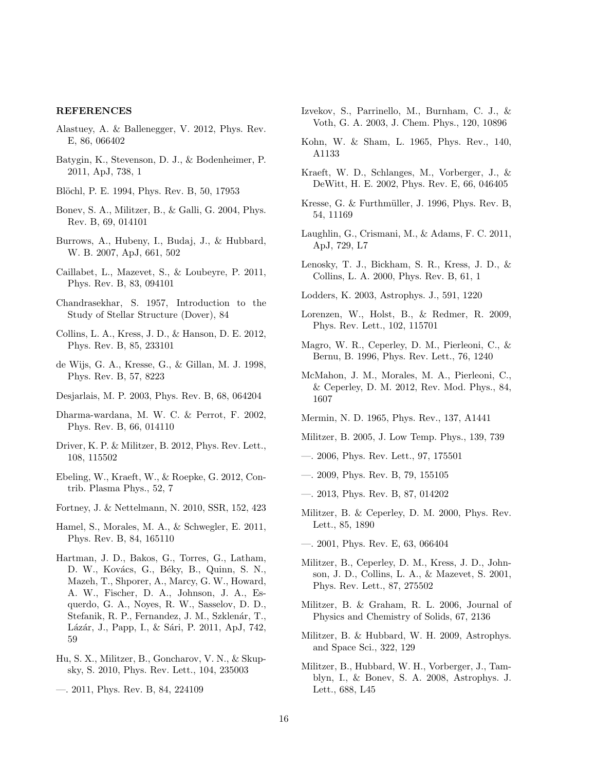## REFERENCES

Alastuey, A. & Ballenegger, V. 2012, Phys. Rev. E, 86, 066402

Batygin, K., Stevenson, D. J., & Bodenheimer, P. 2011, ApJ, 738, 1

Blöchl, P. E. 1994, Phys. Rev. B, 50, 17953

Bonev, S. A., Militzer, B., & Galli, G. 2004, Phys. Rev. B, 69, 014101

Burrows, A., Hubeny, I., Budaj, J., & Hubbard, W. B. 2007, ApJ, 661, 502

Caillabet, L., Mazevet, S., & Loubeyre, P. 2011, Phys. Rev. B, 83, 094101

Chandrasekhar, S. 1957, Introduction to the Study of Stellar Structure (Dover), 84

Collins, L. A., Kress, J. D., & Hanson, D. E. 2012, Phys. Rev. B, 85, 233101

de Wijs, G. A., Kresse, G., & Gillan, M. J. 1998, Phys. Rev. B, 57, 8223

Desjarlais, M. P. 2003, Phys. Rev. B, 68, 064204

Dharma-wardana, M. W. C. & Perrot, F. 2002, Phys. Rev. B, 66, 014110

Driver, K. P. & Militzer, B. 2012, Phys. Rev. Lett., 108, 115502

Ebeling, W., Kraeft, W., & Roepke, G. 2012, Contrib. Plasma Phys., 52, 7

Fortney, J. & Nettelmann, N. 2010, SSR, 152, 423

Hamel, S., Morales, M. A., & Schwegler, E. 2011, Phys. Rev. B, 84, 165110

Hartman, J. D., Bakos, G., Torres, G., Latham, D. W., Kovács, G., Béky, B., Quinn, S. N., Mazeh, T., Shporer, A., Marcy, G. W., Howard, A. W., Fischer, D. A., Johnson, J. A., Esquerdo, G. A., Noyes, R. W., Sasselov, D. D., Stefanik, R. P., Fernandez, J. M., Szklenár, T., Lázár, J., Papp, I., & Sári, P. 2011, ApJ, 742, 59

Hu, S. X., Militzer, B., Goncharov, V. N., & Skupsky, S. 2010, Phys. Rev. Lett., 104, 235003

—. 2011, Phys. Rev. B, 84, 224109

Izvekov, S., Parrinello, M., Burnham, C. J., & Voth, G. A. 2003, J. Chem. Phys., 120, 10896

Kohn, W. & Sham, L. 1965, Phys. Rev., 140, A1133

Kraeft, W. D., Schlanges, M., Vorberger, J., & DeWitt, H. E. 2002, Phys. Rev. E, 66, 046405

Kresse, G. & Furthmüller, J. 1996, Phys. Rev. B, 54, 11169

Laughlin, G., Crismani, M., & Adams, F. C. 2011, ApJ, 729, L7

Lenosky, T. J., Bickham, S. R., Kress, J. D., & Collins, L. A. 2000, Phys. Rev. B, 61, 1

Lodders, K. 2003, Astrophys. J., 591, 1220

Lorenzen, W., Holst, B., & Redmer, R. 2009, Phys. Rev. Lett., 102, 115701

Magro, W. R., Ceperley, D. M., Pierleoni, C., & Bernu, B. 1996, Phys. Rev. Lett., 76, 1240

McMahon, J. M., Morales, M. A., Pierleoni, C., & Ceperley, D. M. 2012, Rev. Mod. Phys., 84, 1607

Mermin, N. D. 1965, Phys. Rev., 137, A1441

Militzer, B. 2005, J. Low Temp. Phys., 139, 739

—. 2006, Phys. Rev. Lett., 97, 175501

—. 2009, Phys. Rev. B, 79, 155105

—. 2013, Phys. Rev. B, 87, 014202

Militzer, B. & Ceperley, D. M. 2000, Phys. Rev. Lett., 85, 1890

—. 2001, Phys. Rev. E, 63, 066404

Militzer, B., Ceperley, D. M., Kress, J. D., Johnson, J. D., Collins, L. A., & Mazevet, S. 2001, Phys. Rev. Lett., 87, 275502

Militzer, B. & Graham, R. L. 2006, Journal of Physics and Chemistry of Solids, 67, 2136

Militzer, B. & Hubbard, W. H. 2009, Astrophys. and Space Sci., 322, 129

Militzer, B., Hubbard, W. H., Vorberger, J., Tamblyn, I., & Bonev, S. A. 2008, Astrophys. J. Lett., 688, L45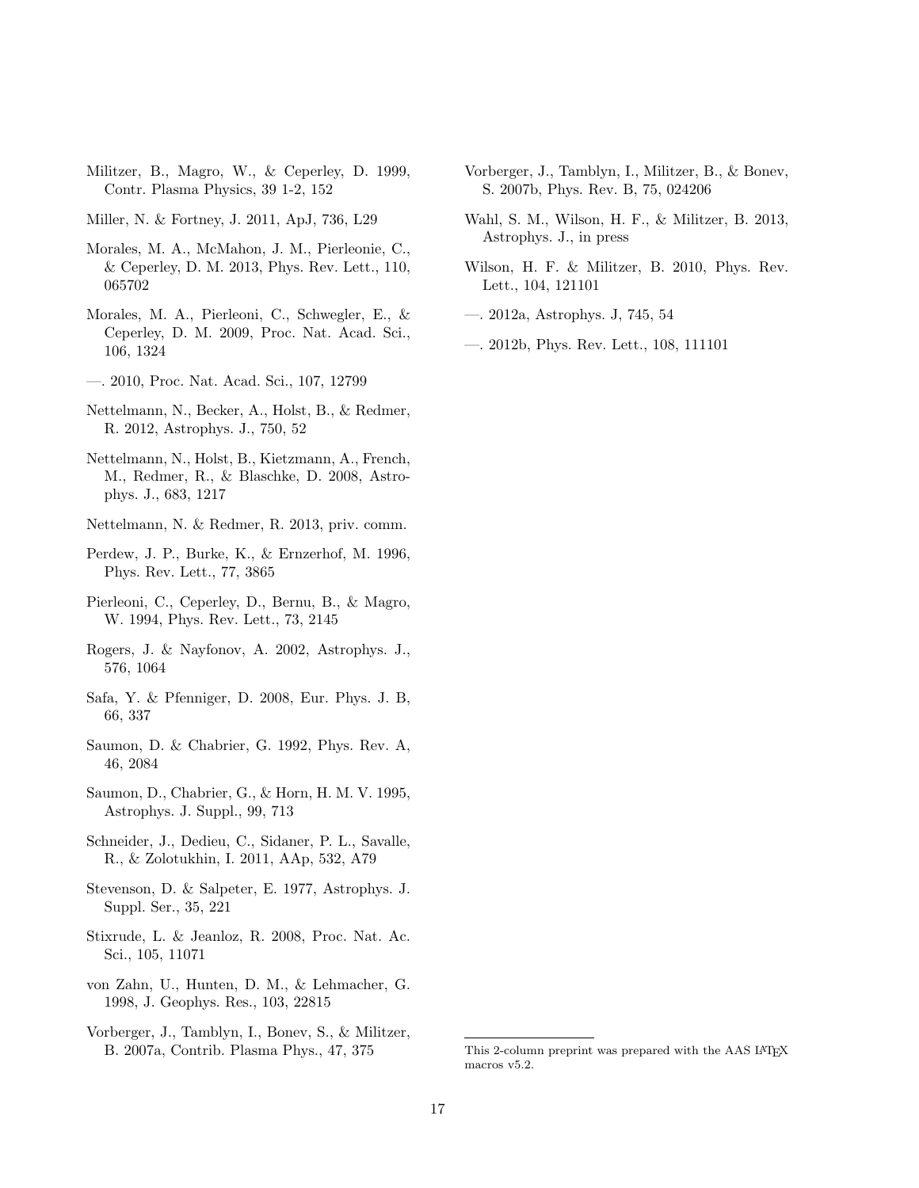Militzer, B., Magro, W., & Ceperley, D. 1999, Contr. Plasma Physics, 39 1-2, 152

Miller, N. & Fortney, J. 2011, ApJ, 736, L29

Morales, M. A., McMahon, J. M., Pierleonie, C., & Ceperley, D. M. 2013, Phys. Rev. Lett., 110, 065702

Morales, M. A., Pierleoni, C., Schwegler, E., & Ceperley, D. M. 2009, Proc. Nat. Acad. Sci., 106, 1324

—. 2010, Proc. Nat. Acad. Sci., 107, 12799

Nettelmann, N., Becker, A., Holst, B., & Redmer, R. 2012, Astrophys. J., 750, 52

Nettelmann, N., Holst, B., Kietzmann, A., French, M., Redmer, R., & Blaschke, D. 2008, Astrophys. J., 683, 1217

Nettelmann, N. & Redmer, R. 2013, priv. comm.

Perdew, J. P., Burke, K., & Ernzerhof, M. 1996, Phys. Rev. Lett., 77, 3865

Pierleoni, C., Ceperley, D., Bernu, B., & Magro, W. 1994, Phys. Rev. Lett., 73, 2145

Rogers, J. & Nayfonov, A. 2002, Astrophys. J., 576, 1064

Safa, Y. & Pfenniger, D. 2008, Eur. Phys. J. B, 66, 337

Saumon, D. & Chabrier, G. 1992, Phys. Rev. A, 46, 2084

Saumon, D., Chabrier, G., & Horn, H. M. V. 1995, Astrophys. J. Suppl., 99, 713

Schneider, J., Dedieu, C., Sidaner, P. L., Savalle, R., & Zolotukhin, I. 2011, AAp, 532, A79

Stevenson, D. & Salpeter, E. 1977, Astrophys. J. Suppl. Ser., 35, 221

Stixrude, L. & Jeanloz, R. 2008, Proc. Nat. Ac. Sci., 105, 11071

von Zahn, U., Hunten, D. M., & Lehmacher, G. 1998, J. Geophys. Res., 103, 22815

Vorberger, J., Tamblyn, I., Bonev, S., & Militzer, B. 2007a, Contrib. Plasma Phys., 47, 375

Vorberger, J., Tamblyn, I., Militzer, B., & Bonev, S. 2007b, Phys. Rev. B, 75, 024206

Wahl, S. M., Wilson, H. F., & Militzer, B. 2013, Astrophys. J., in press

Wilson, H. F. & Militzer, B. 2010, Phys. Rev. Lett., 104, 121101

—. 2012a, Astrophys. J, 745, 54

—. 2012b, Phys. Rev. Lett., 108, 111101

This 2-column preprint was prepared with the AAS LaTeX macros v5.2.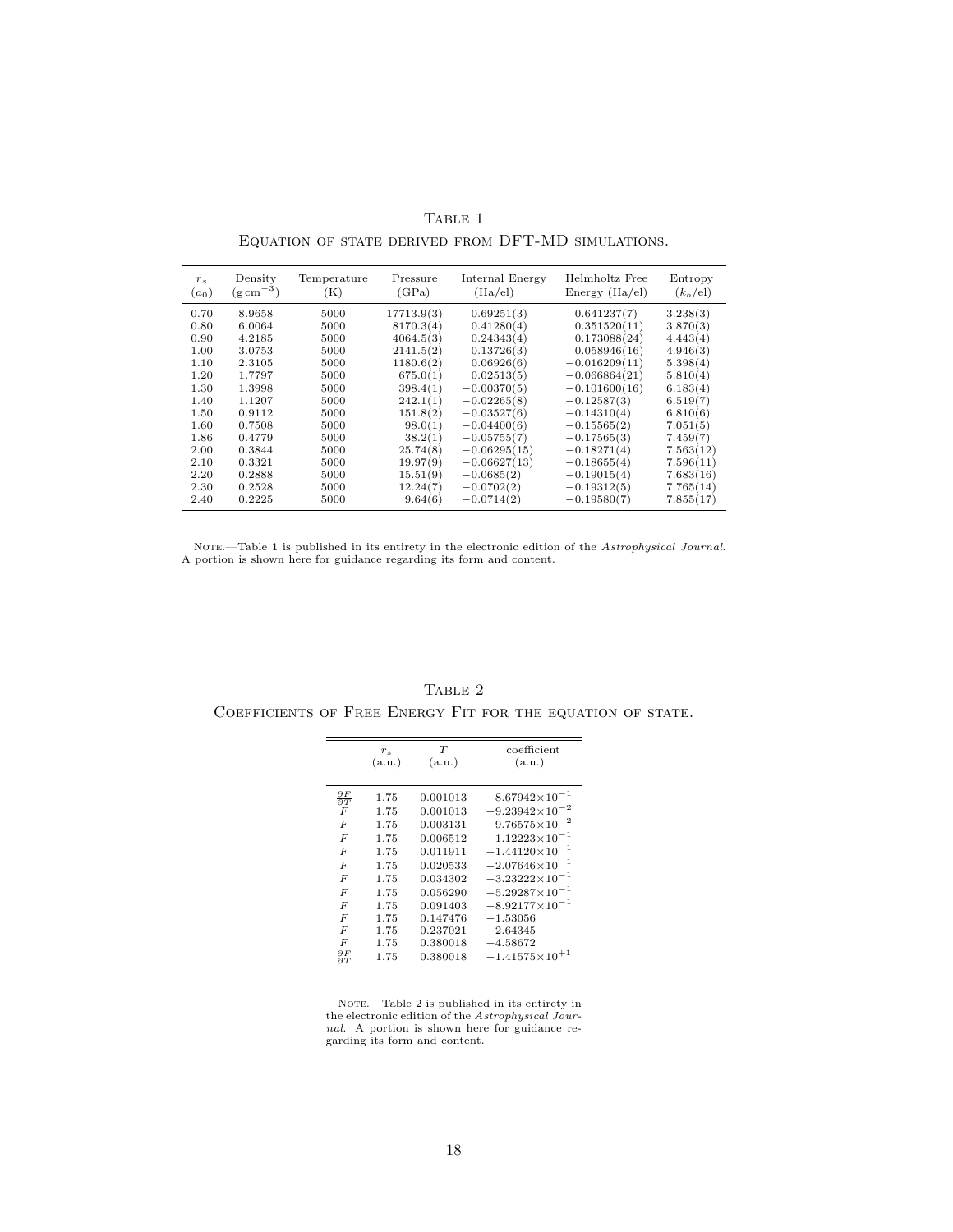Table 1

Equation of state derived from DFT-MD simulations.

| $r_s$ ($a_0$) | Density ($\mathrm{g\,cm^{-3}}$) | Temperature (K) | Pressure (GPa) | Internal Energy (Ha/el) | Helmholtz Free Energy (Ha/el) | Entropy ($k_b$/el) |
|---|---|---|---|---|---|---|
| 0.70 | 8.9658 | 5000 | 17713.9(3) | 0.69251(3) | 0.641237(7) | 3.238(3) |
| 0.80 | 6.0064 | 5000 | 8170.3(4) | 0.41280(4) | 0.351520(11) | 3.870(3) |
| 0.90 | 4.2185 | 5000 | 4064.5(3) | 0.24343(4) | 0.173088(24) | 4.443(4) |
| 1.00 | 3.0753 | 5000 | 2141.5(2) | 0.13726(3) | 0.058946(16) | 4.946(3) |
| 1.10 | 2.3105 | 5000 | 1180.6(2) | 0.06926(6) | −0.016209(11) | 5.398(4) |
| 1.20 | 1.7797 | 5000 | 675.0(1) | 0.02513(5) | −0.066864(21) | 5.810(4) |
| 1.30 | 1.3998 | 5000 | 398.4(1) | −0.00370(5) | −0.101600(16) | 6.183(4) |
| 1.40 | 1.1207 | 5000 | 242.1(1) | −0.02265(8) | −0.12587(3) | 6.519(7) |
| 1.50 | 0.9112 | 5000 | 151.8(2) | −0.03527(6) | −0.14310(4) | 6.810(6) |
| 1.60 | 0.7508 | 5000 | 98.0(1) | −0.04400(6) | −0.15565(2) | 7.051(5) |
| 1.86 | 0.4779 | 5000 | 38.2(1) | −0.05755(7) | −0.17565(3) | 7.459(7) |
| 2.00 | 0.3844 | 5000 | 25.74(8) | −0.06295(15) | −0.18271(4) | 7.563(12) |
| 2.10 | 0.3321 | 5000 | 19.97(9) | −0.06627(13) | −0.18655(4) | 7.596(11) |
| 2.20 | 0.2888 | 5000 | 15.51(9) | −0.0685(2) | −0.19015(4) | 7.683(16) |
| 2.30 | 0.2528 | 5000 | 12.24(7) | −0.0702(2) | −0.19312(5) | 7.765(14) |
| 2.40 | 0.2225 | 5000 | 9.64(6) | −0.0714(2) | −0.19580(7) | 7.855(17) |

Note.—Table 1 is published in its entirety in the electronic edition of the *Astrophysical Journal*. A portion is shown here for guidance regarding its form and content.

Table 2

Coefficients of Free Energy Fit for the equation of state.

| | $r_s$ (a.u.) | $T$ (a.u.) | coefficient (a.u.) |
|---|---|---|---|
| $\frac{\partial F}{\partial T}$ | 1.75 | 0.001013 | $-8.67942\times10^{-1}$ |
| $F$ | 1.75 | 0.001013 | $-9.23942\times10^{-2}$ |
| $F$ | 1.75 | 0.003131 | $-9.76575\times10^{-2}$ |
| $F$ | 1.75 | 0.006512 | $-1.12223\times10^{-1}$ |
| $F$ | 1.75 | 0.011911 | $-1.44120\times10^{-1}$ |
| $F$ | 1.75 | 0.020533 | $-2.07646\times10^{-1}$ |
| $F$ | 1.75 | 0.034302 | $-3.23222\times10^{-1}$ |
| $F$ | 1.75 | 0.056290 | $-5.29287\times10^{-1}$ |
| $F$ | 1.75 | 0.091403 | $-8.92177\times10^{-1}$ |
| $F$ | 1.75 | 0.147476 | $-1.53056$ |
| $F$ | 1.75 | 0.237021 | $-2.64345$ |
| $F$ | 1.75 | 0.380018 | $-4.58672$ |
| $\frac{\partial F}{\partial T}$ | 1.75 | 0.380018 | $-1.41575\times10^{+1}$ |

Note.—Table 2 is published in its entirety in the electronic edition of the *Astrophysical Journal*. A portion is shown here for guidance regarding its form and content.